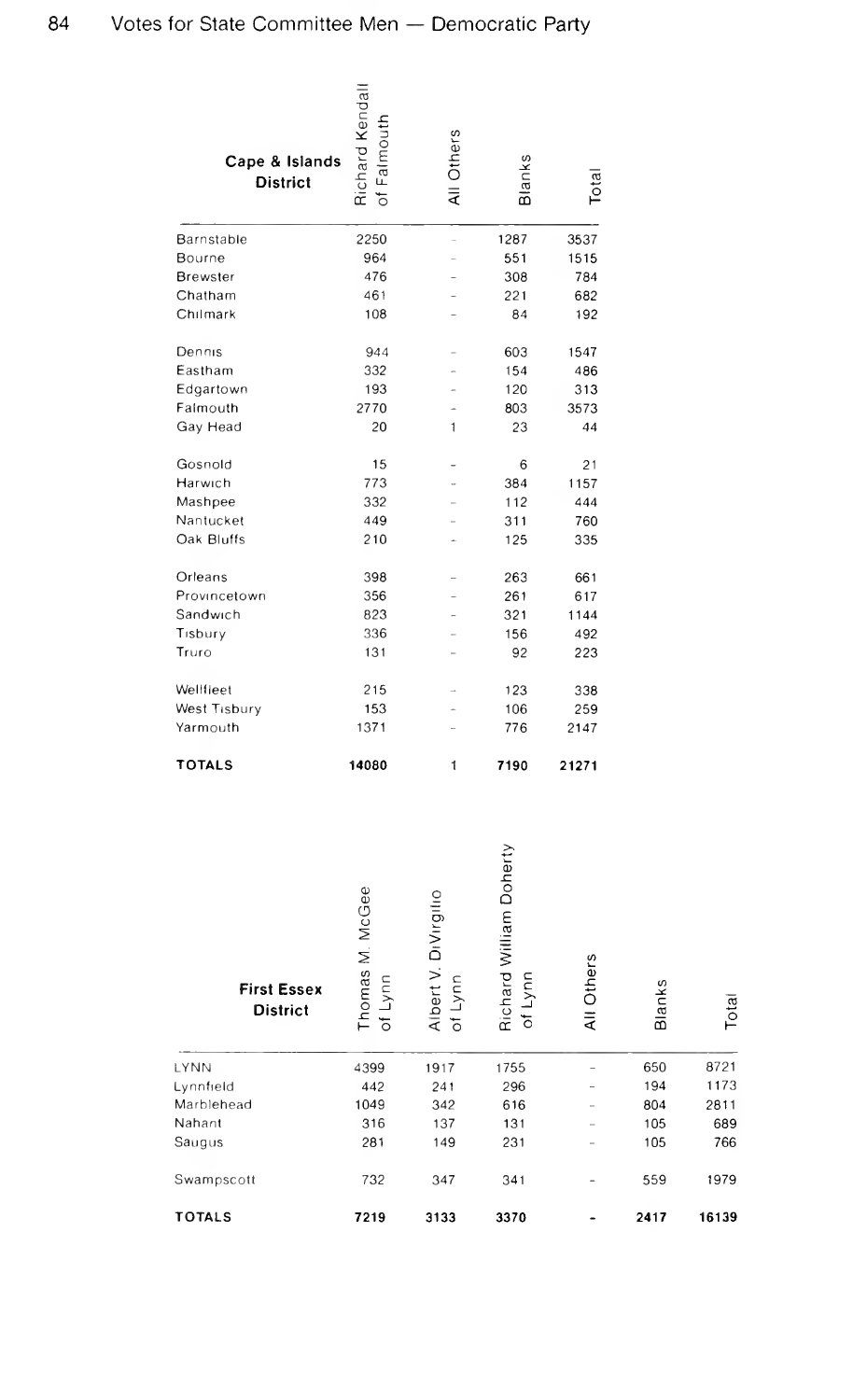## Votes for State Committee Men — Democratic Party

| Cape & Islands District | Richard Kendall of Falmouth | All Others | Blanks | Total |
|---|---|---|---|---|
| Barnstable | 2250 | - | 1287 | 3537 |
| Bourne | 964 | - | 551 | 1515 |
| Brewster | 476 | - | 308 | 784 |
| Chatham | 461 | - | 221 | 682 |
| Chilmark | 108 | - | 84 | 192 |
| Dennis | 944 | - | 603 | 1547 |
| Eastham | 332 | - | 154 | 486 |
| Edgartown | 193 | - | 120 | 313 |
| Falmouth | 2770 | - | 803 | 3573 |
| Gay Head | 20 | 1 | 23 | 44 |
| Gosnold | 15 | - | 6 | 21 |
| Harwich | 773 | - | 384 | 1157 |
| Mashpee | 332 | - | 112 | 444 |
| Nantucket | 449 | - | 311 | 760 |
| Oak Bluffs | 210 | - | 125 | 335 |
| Orleans | 398 | - | 263 | 661 |
| Provincetown | 356 | - | 261 | 617 |
| Sandwich | 823 | - | 321 | 1144 |
| Tisbury | 336 | - | 156 | 492 |
| Truro | 131 | - | 92 | 223 |
| Wellfleet | 215 | - | 123 | 338 |
| West Tisbury | 153 | - | 106 | 259 |
| Yarmouth | 1371 | - | 776 | 2147 |
| **TOTALS** | **14080** | **1** | **7190** | **21271** |

| First Essex District | Thomas M. McGee of Lynn | Albert V. DiVirgilio of Lynn | Richard William Doherty of Lynn | All Others | Blanks | Total |
|---|---|---|---|---|---|---|
| LYNN | 4399 | 1917 | 1755 | - | 650 | 8721 |
| Lynnfield | 442 | 241 | 296 | - | 194 | 1173 |
| Marblehead | 1049 | 342 | 616 | - | 804 | 2811 |
| Nahant | 316 | 137 | 131 | - | 105 | 689 |
| Saugus | 281 | 149 | 231 | - | 105 | 766 |
| Swampscott | 732 | 347 | 341 | - | 559 | 1979 |
| **TOTALS** | **7219** | **3133** | **3370** | **-** | **2417** | **16139** |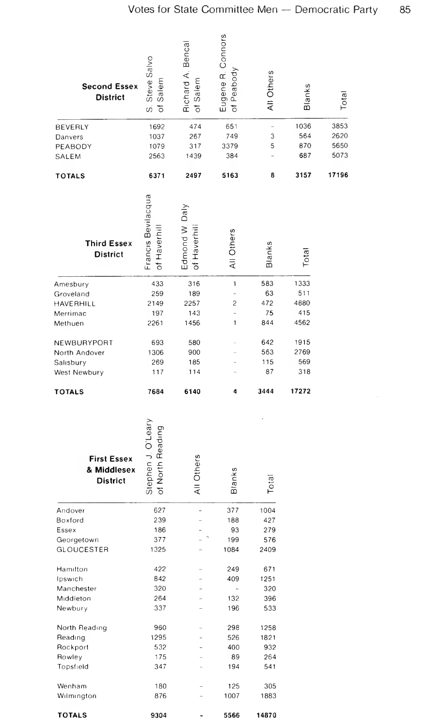## Votes for State Committee Men — Democratic Party

| Second Essex District | S. Steve Salvo of Salem | Richard A. Bencal of Salem | Eugene R. Connors of Peabody | All Others | Blanks | Total |
|---|---|---|---|---|---|---|
| BEVERLY | 1692 | 474 | 651 | – | 1036 | 3853 |
| Danvers | 1037 | 267 | 749 | 3 | 564 | 2620 |
| PEABODY | 1079 | 317 | 3379 | 5 | 870 | 5650 |
| SALEM | 2563 | 1439 | 384 | – | 687 | 5073 |
| **TOTALS** | **6371** | **2497** | **5163** | **8** | **3157** | **17196** |

| Third Essex District | Francis Bevilacqua of Haverhill | Edmond W. Daly of Haverhill | All Others | Blanks | Total |
|---|---|---|---|---|---|
| Amesbury | 433 | 316 | 1 | 583 | 1333 |
| Groveland | 259 | 189 | – | 63 | 511 |
| HAVERHILL | 2149 | 2257 | 2 | 472 | 4880 |
| Merrimac | 197 | 143 | – | 75 | 415 |
| Methuen | 2261 | 1456 | 1 | 844 | 4562 |
| NEWBURYPORT | 693 | 580 | – | 642 | 1915 |
| North Andover | 1306 | 900 | – | 563 | 2769 |
| Salisbury | 269 | 185 | – | 115 | 569 |
| West Newbury | 117 | 114 | – | 87 | 318 |
| **TOTALS** | **7684** | **6140** | **4** | **3444** | **17272** |

| First Essex & Middlesex District | Stephen J. O'Leary of North Reading | All Others | Blanks | Total |
|---|---|---|---|---|
| Andover | 627 | – | 377 | 1004 |
| Boxford | 239 | – | 188 | 427 |
| Essex | 186 | – | 93 | 279 |
| Georgetown | 377 | – | 199 | 576 |
| GLOUCESTER | 1325 | – | 1084 | 2409 |
| Hamilton | 422 | – | 249 | 671 |
| Ipswich | 842 | – | 409 | 1251 |
| Manchester | 320 | – | – | 320 |
| Middleton | 264 | – | 132 | 396 |
| Newbury | 337 | – | 196 | 533 |
| North Reading | 960 | – | 298 | 1258 |
| Reading | 1295 | – | 526 | 1821 |
| Rockport | 532 | – | 400 | 932 |
| Rowley | 175 | – | 89 | 264 |
| Topsfield | 347 | – | 194 | 541 |
| Wenham | 180 | – | 125 | 305 |
| Wilmington | 876 | – | 1007 | 1883 |
| **TOTALS** | **9304** | **-** | **5566** | **14870** |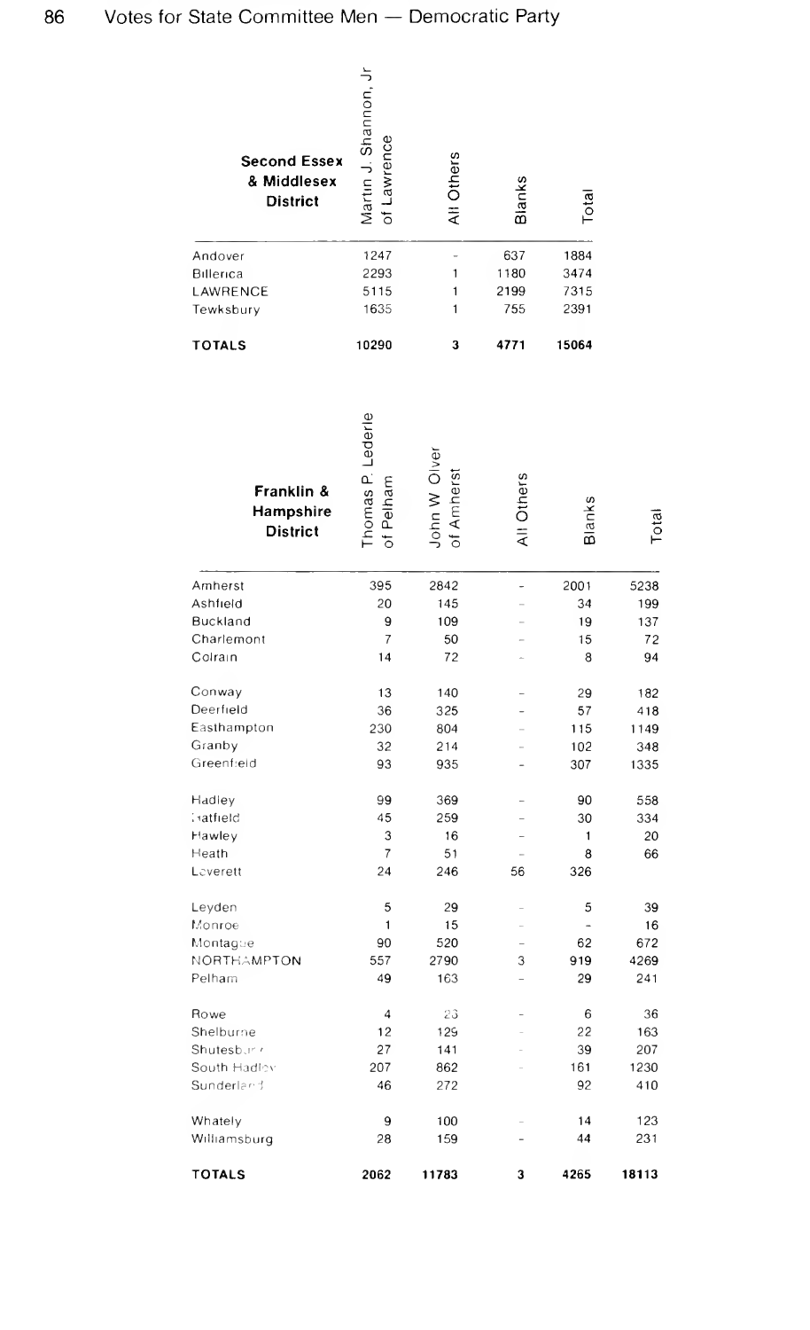# Votes for State Committee Men — Democratic Party

| Second Essex & Middlesex District | Martin J. Shannon, Jr of Lawrence | All Others | Blanks | Total |
|---|---|---|---|---|
| Andover | 1247 | - | 637 | 1884 |
| Billerica | 2293 | 1 | 1180 | 3474 |
| LAWRENCE | 5115 | 1 | 2199 | 7315 |
| Tewksbury | 1635 | 1 | 755 | 2391 |
| **TOTALS** | **10290** | **3** | **4771** | **15064** |

| Franklin & Hampshire District | Thomas P. Lederle of Pelham | John W Olver of Amherst | All Others | Blanks | Total |
|---|---|---|---|---|---|
| Amherst | 395 | 2842 | - | 2001 | 5238 |
| Ashfield | 20 | 145 | - | 34 | 199 |
| Buckland | 9 | 109 | - | 19 | 137 |
| Charlemont | 7 | 50 | - | 15 | 72 |
| Colrain | 14 | 72 | - | 8 | 94 |
| Conway | 13 | 140 | - | 29 | 182 |
| Deerfield | 36 | 325 | - | 57 | 418 |
| Easthampton | 230 | 804 | - | 115 | 1149 |
| Granby | 32 | 214 | - | 102 | 348 |
| Greenfield | 93 | 935 | - | 307 | 1335 |
| Hadley | 99 | 369 | - | 90 | 558 |
| Hatfield | 45 | 259 | - | 30 | 334 |
| Hawley | 3 | 16 | - | 1 | 20 |
| Heath | 7 | 51 | - | 8 | 66 |
| Leverett | 24 | 246 | 56 | 326 | |
| Leyden | 5 | 29 | - | 5 | 39 |
| Monroe | 1 | 15 | - | - | 16 |
| Montague | 90 | 520 | - | 62 | 672 |
| NORTHAMPTON | 557 | 2790 | 3 | 919 | 4269 |
| Pelham | 49 | 163 | - | 29 | 241 |
| Rowe | 4 | 23 | - | 6 | 36 |
| Shelburne | 12 | 129 | - | 22 | 163 |
| Shutesbury | 27 | 141 | - | 39 | 207 |
| South Hadley | 207 | 862 | - | 161 | 1230 |
| Sunderland | 46 | 272 | | 92 | 410 |
| Whately | 9 | 100 | - | 14 | 123 |
| Williamsburg | 28 | 159 | - | 44 | 231 |
| **TOTALS** | **2062** | **11783** | **3** | **4265** | **18113** |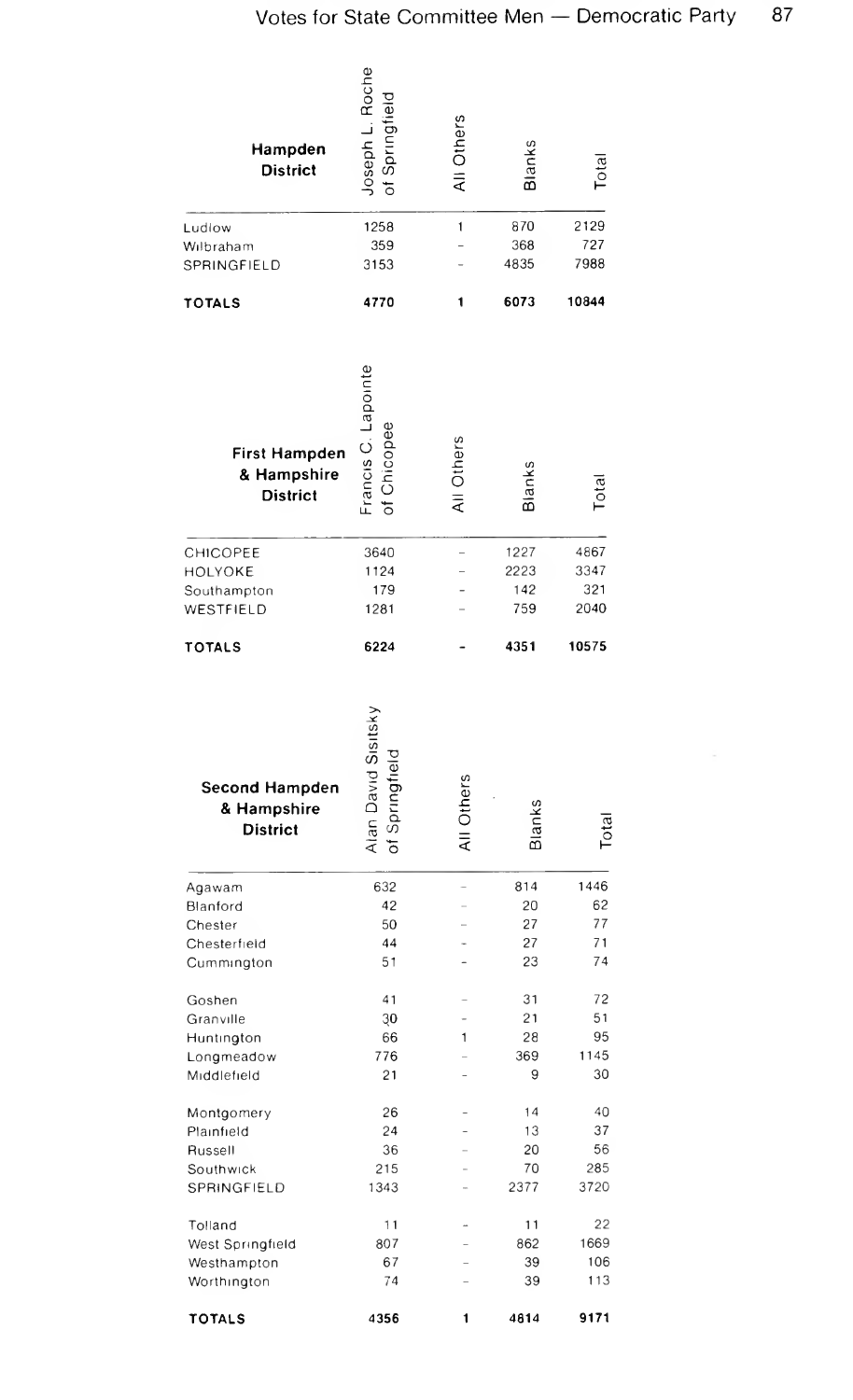## Votes for State Committee Men — Democratic Party

| Hampden District | Joseph L. Roche of Springfield | All Others | Blanks | Total |
|---|---|---|---|---|
| Ludlow | 1258 | 1 | 870 | 2129 |
| Wilbraham | 359 | – | 368 | 727 |
| SPRINGFIELD | 3153 | – | 4835 | 7988 |
| **TOTALS** | **4770** | **1** | **6073** | **10844** |

| First Hampden & Hampshire District | Francis C. Lapointe of Chicopee | All Others | Blanks | Total |
|---|---|---|---|---|
| CHICOPEE | 3640 | – | 1227 | 4867 |
| HOLYOKE | 1124 | – | 2223 | 3347 |
| Southampton | 179 | – | 142 | 321 |
| WESTFIELD | 1281 | – | 759 | 2040 |
| **TOTALS** | **6224** | **-** | **4351** | **10575** |

| Second Hampden & Hampshire District | Alan David Sisitsky of Springfield | All Others | Blanks | Total |
|---|---|---|---|---|
| Agawam | 632 | – | 814 | 1446 |
| Blanford | 42 | – | 20 | 62 |
| Chester | 50 | – | 27 | 77 |
| Chesterfield | 44 | – | 27 | 71 |
| Cummington | 51 | – | 23 | 74 |
| Goshen | 41 | – | 31 | 72 |
| Granville | 30 | – | 21 | 51 |
| Huntington | 66 | 1 | 28 | 95 |
| Longmeadow | 776 | – | 369 | 1145 |
| Middlefield | 21 | – | 9 | 30 |
| Montgomery | 26 | – | 14 | 40 |
| Plainfield | 24 | – | 13 | 37 |
| Russell | 36 | – | 20 | 56 |
| Southwick | 215 | – | 70 | 285 |
| SPRINGFIELD | 1343 | – | 2377 | 3720 |
| Tolland | 11 | – | 11 | 22 |
| West Springfield | 807 | – | 862 | 1669 |
| Westhampton | 67 | – | 39 | 106 |
| Worthington | 74 | – | 39 | 113 |
| **TOTALS** | **4356** | **1** | **4814** | **9171** |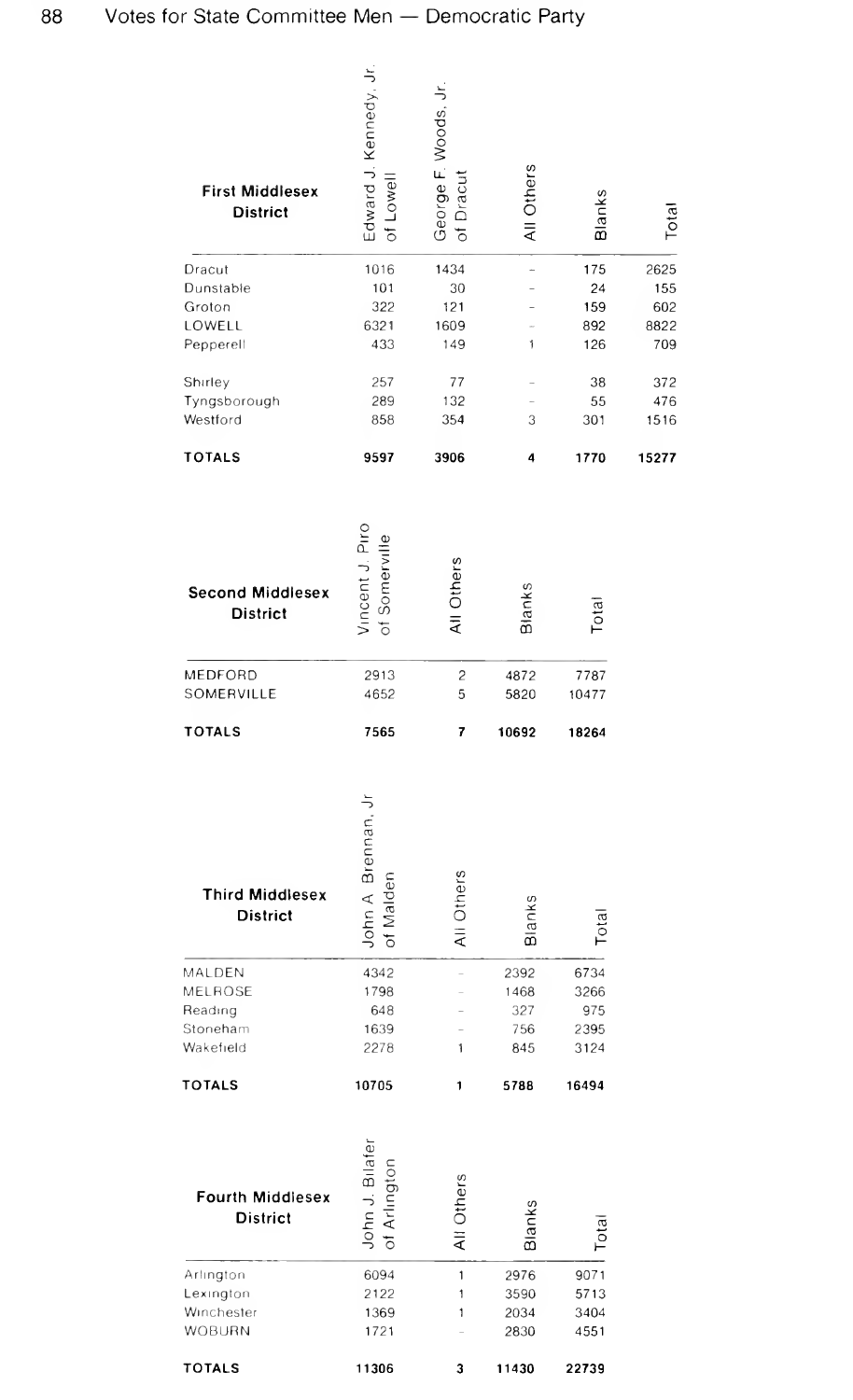## Votes for State Committee Men — Democratic Party

| First Middlesex District | Edward J. Kennedy, Jr. of Lowell | George F. Woods, Jr. of Dracut | All Others | Blanks | Total |
|---|---|---|---|---|---|
| Dracut | 1016 | 1434 | – | 175 | 2625 |
| Dunstable | 101 | 30 | – | 24 | 155 |
| Groton | 322 | 121 | – | 159 | 602 |
| LOWELL | 6321 | 1609 | – | 892 | 8822 |
| Pepperell | 433 | 149 | 1 | 126 | 709 |
| Shirley | 257 | 77 | – | 38 | 372 |
| Tyngsborough | 289 | 132 | – | 55 | 476 |
| Westford | 858 | 354 | 3 | 301 | 1516 |
| **TOTALS** | **9597** | **3906** | **4** | **1770** | **15277** |

| Second Middlesex District | Vincent J. Piro of Somerville | All Others | Blanks | Total |
|---|---|---|---|---|
| MEDFORD | 2913 | 2 | 4872 | 7787 |
| SOMERVILLE | 4652 | 5 | 5820 | 10477 |
| **TOTALS** | **7565** | **7** | **10692** | **18264** |

| Third Middlesex District | John A. Brennan, Jr. of Malden | All Others | Blanks | Total |
|---|---|---|---|---|
| MALDEN | 4342 | – | 2392 | 6734 |
| MELROSE | 1798 | – | 1468 | 3266 |
| Reading | 648 | – | 327 | 975 |
| Stoneham | 1639 | – | 756 | 2395 |
| Wakefield | 2278 | 1 | 845 | 3124 |
| **TOTALS** | **10705** | **1** | **5788** | **16494** |

| Fourth Middlesex District | John J. Bilafer of Arlington | All Others | Blanks | Total |
|---|---|---|---|---|
| Arlington | 6094 | 1 | 2976 | 9071 |
| Lexington | 2122 | 1 | 3590 | 5713 |
| Winchester | 1369 | 1 | 2034 | 3404 |
| WOBURN | 1721 | – | 2830 | 4551 |
| **TOTALS** | **11306** | **3** | **11430** | **22739** |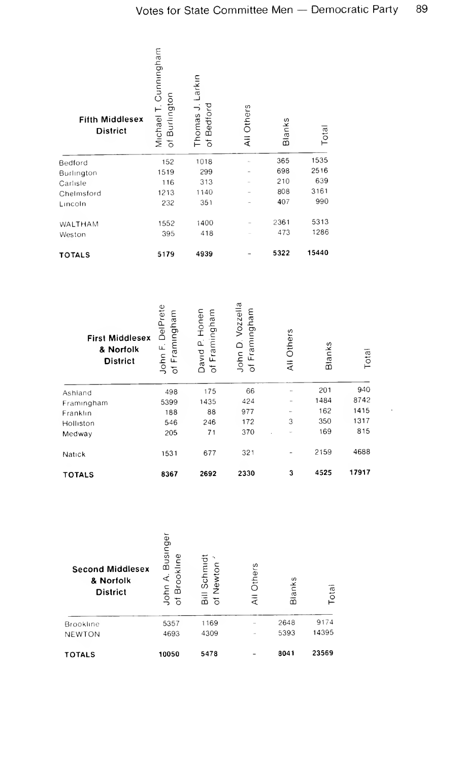## Votes for State Committee Men — Democratic Party

| Fifth Middlesex District | Michael T. Cunningham of Burlington | Thomas J. Larkin of Bedford | All Others | Blanks | Total |
|---|---|---|---|---|---|
| Bedford | 152 | 1018 | – | 365 | 1535 |
| Burlington | 1519 | 299 | – | 698 | 2516 |
| Carlisle | 116 | 313 | – | 210 | 639 |
| Chelmsford | 1213 | 1140 | – | 808 | 3161 |
| Lincoln | 232 | 351 | – | 407 | 990 |
| WALTHAM | 1552 | 1400 | – | 2361 | 5313 |
| Weston | 395 | 418 | – | 473 | 1286 |
| **TOTALS** | **5179** | **4939** | **–** | **5322** | **15440** |

| First Middlesex & Norfolk District | John F. DelPrete of Framingham | David P. Honen of Framingham | John D. Vozzella of Framingham | All Others | Blanks | Total |
|---|---|---|---|---|---|---|
| Ashland | 498 | 175 | 66 | – | 201 | 940 |
| Framingham | 5399 | 1435 | 424 | – | 1484 | 8742 |
| Franklin | 188 | 88 | 977 | – | 162 | 1415 |
| Holliston | 546 | 246 | 172 | 3 | 350 | 1317 |
| Medway | 205 | 71 | 370 | – | 169 | 815 |
| Natick | 1531 | 677 | 321 | – | 2159 | 4688 |
| **TOTALS** | **8367** | **2692** | **2330** | **3** | **4525** | **17917** |

| Second Middlesex & Norfolk District | John A. Businger of Brookline | Bill Schmidt of Newton | All Others | Blanks | Total |
|---|---|---|---|---|---|
| Brookline | 5357 | 1169 | – | 2648 | 9174 |
| NEWTON | 4693 | 4309 | – | 5393 | 14395 |
| **TOTALS** | **10050** | **5478** | **–** | **8041** | **23569** |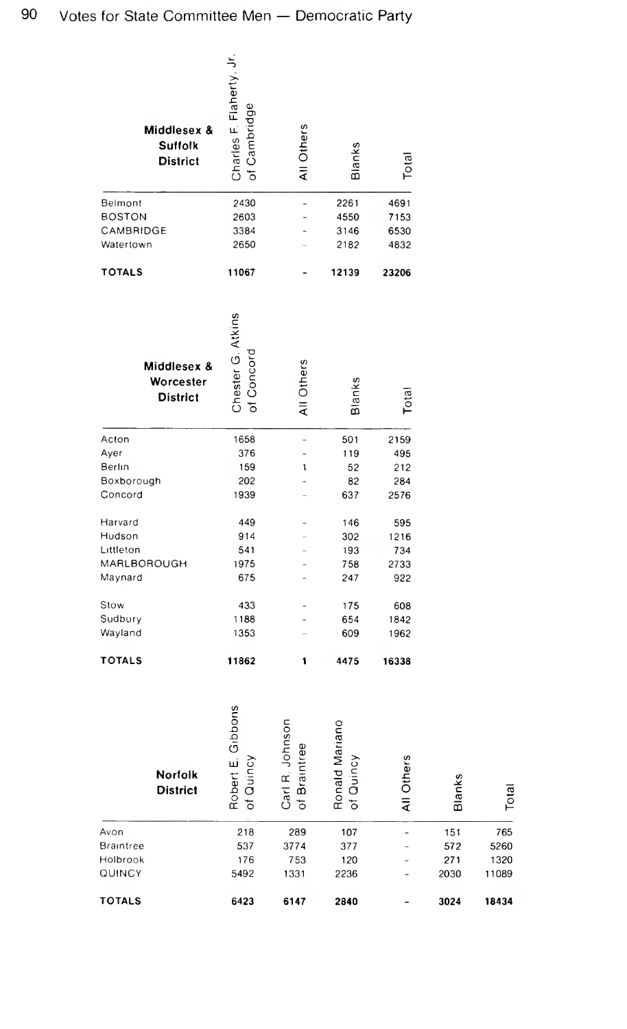# Votes for State Committee Men — Democratic Party

| Middlesex & Suffolk District | Charles F. Flaherty, Jr. of Cambridge | All Others | Blanks | Total |
|---|---|---|---|---|
| Belmont | 2430 | - | 2261 | 4691 |
| BOSTON | 2603 | - | 4550 | 7153 |
| CAMBRIDGE | 3384 | - | 3146 | 6530 |
| Watertown | 2650 | - | 2182 | 4832 |
| **TOTALS** | **11067** | **-** | **12139** | **23206** |

| Middlesex & Worcester District | Chester G. Atkins of Concord | All Others | Blanks | Total |
|---|---|---|---|---|
| Acton | 1658 | - | 501 | 2159 |
| Ayer | 376 | - | 119 | 495 |
| Berlin | 159 | 1 | 52 | 212 |
| Boxborough | 202 | - | 82 | 284 |
| Concord | 1939 | - | 637 | 2576 |
| Harvard | 449 | - | 146 | 595 |
| Hudson | 914 | - | 302 | 1216 |
| Littleton | 541 | - | 193 | 734 |
| MARLBOROUGH | 1975 | - | 758 | 2733 |
| Maynard | 675 | - | 247 | 922 |
| Stow | 433 | - | 175 | 608 |
| Sudbury | 1188 | - | 654 | 1842 |
| Wayland | 1353 | - | 609 | 1962 |
| **TOTALS** | **11862** | **1** | **4475** | **16338** |

| Norfolk District | Robert E. Gibbons of Quincy | Carl R. Johnson of Braintree | Ronald Mariano of Quincy | All Others | Blanks | Total |
|---|---|---|---|---|---|---|
| Avon | 218 | 289 | 107 | - | 151 | 765 |
| Braintree | 537 | 3774 | 377 | - | 572 | 5260 |
| Holbrook | 176 | 753 | 120 | - | 271 | 1320 |
| QUINCY | 5492 | 1331 | 2236 | - | 2030 | 11089 |
| **TOTALS** | **6423** | **6147** | **2840** | **-** | **3024** | **18434** |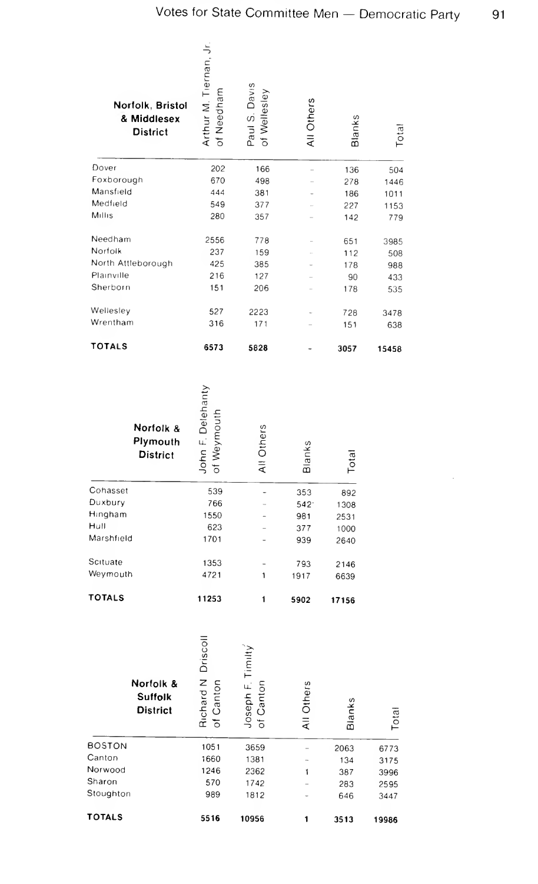# Votes for State Committee Men — Democratic Party

| Norfolk, Bristol & Middlesex District | Arthur M. Tiernan, Jr. of Needham | Paul S. Davis of Wellesley | All Others | Blanks | Total |
|---|---|---|---|---|---|
| Dover | 202 | 166 | – | 136 | 504 |
| Foxborough | 670 | 498 | – | 278 | 1446 |
| Mansfield | 444 | 381 | – | 186 | 1011 |
| Medfield | 549 | 377 | – | 227 | 1153 |
| Millis | 280 | 357 | – | 142 | 779 |
| Needham | 2556 | 778 | – | 651 | 3985 |
| Norfolk | 237 | 159 | – | 112 | 508 |
| North Attleborough | 425 | 385 | – | 178 | 988 |
| Plainville | 216 | 127 | – | 90 | 433 |
| Sherborn | 151 | 206 | – | 178 | 535 |
| Wellesley | 527 | 2223 | – | 728 | 3478 |
| Wrentham | 316 | 171 | – | 151 | 638 |
| **TOTALS** | **6573** | **5828** | **-** | **3057** | **15458** |

| Norfolk & Plymouth District | John F. Delehanty of Weymouth | All Others | Blanks | Total |
|---|---|---|---|---|
| Cohasset | 539 | – | 353 | 892 |
| Duxbury | 766 | – | 542 | 1308 |
| Hingham | 1550 | – | 981 | 2531 |
| Hull | 623 | – | 377 | 1000 |
| Marshfield | 1701 | – | 939 | 2640 |
| Scituate | 1353 | – | 793 | 2146 |
| Weymouth | 4721 | 1 | 1917 | 6639 |
| **TOTALS** | **11253** | **1** | **5902** | **17156** |

| Norfolk & Suffolk District | Richard N Driscoll of Canton | Joseph F. Timilty of Canton | All Others | Blanks | Total |
|---|---|---|---|---|---|
| BOSTON | 1051 | 3659 | – | 2063 | 6773 |
| Canton | 1660 | 1381 | – | 134 | 3175 |
| Norwood | 1246 | 2362 | 1 | 387 | 3996 |
| Sharon | 570 | 1742 | – | 283 | 2595 |
| Stoughton | 989 | 1812 | – | 646 | 3447 |
| **TOTALS** | **5516** | **10956** | **1** | **3513** | **19986** |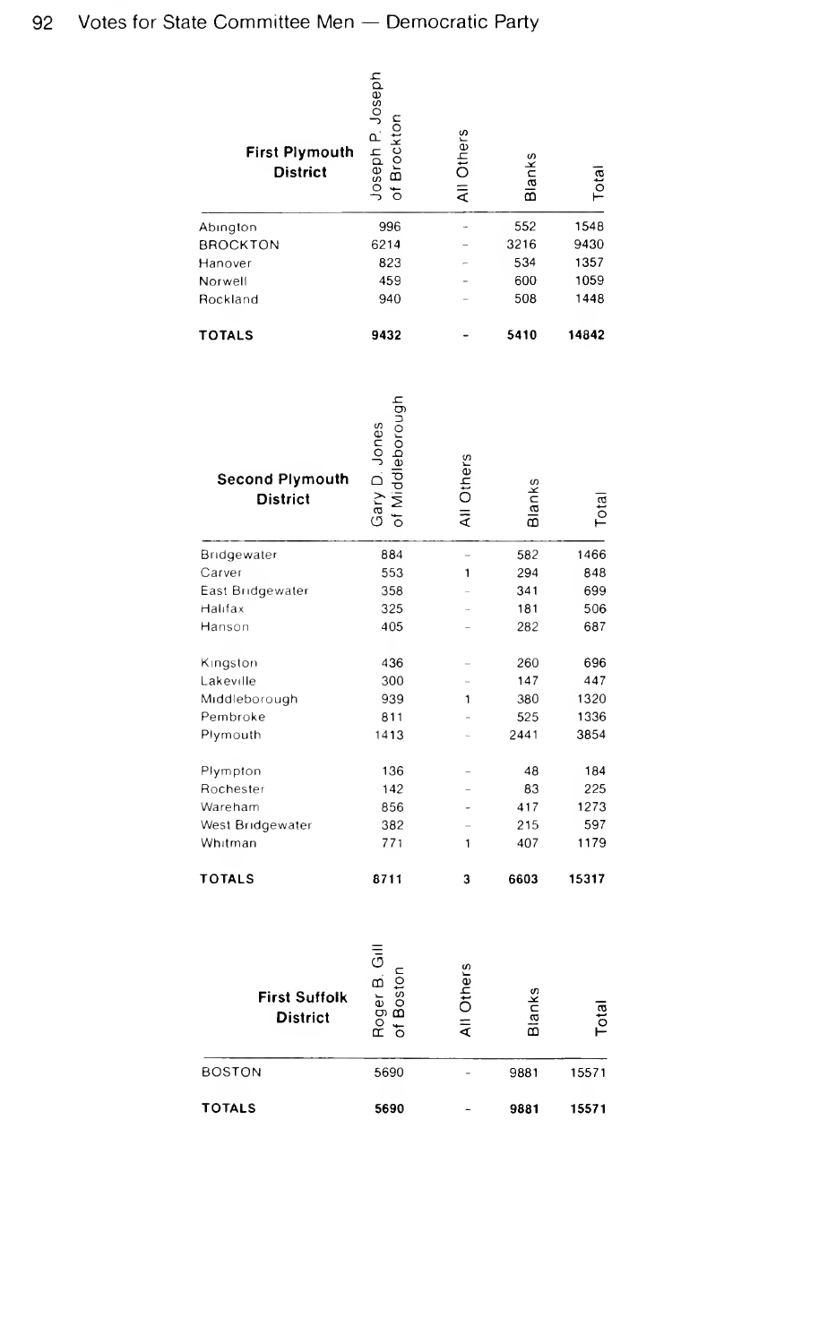## Votes for State Committee Men — Democratic Party

| First Plymouth District | Joseph P. Joseph of Brockton | All Others | Blanks | Total |
|---|---|---|---|---|
| Abington | 996 | – | 552 | 1548 |
| BROCKTON | 6214 | – | 3216 | 9430 |
| Hanover | 823 | – | 534 | 1357 |
| Norwell | 459 | – | 600 | 1059 |
| Rockland | 940 | – | 508 | 1448 |
| **TOTALS** | **9432** | **-** | **5410** | **14842** |

| Second Plymouth District | Gary D. Jones of Middleborough | All Others | Blanks | Total |
|---|---|---|---|---|
| Bridgewater | 884 | – | 582 | 1466 |
| Carver | 553 | 1 | 294 | 848 |
| East Bridgewater | 358 | – | 341 | 699 |
| Halifax | 325 | – | 181 | 506 |
| Hanson | 405 | – | 282 | 687 |
| Kingston | 436 | – | 260 | 696 |
| Lakeville | 300 | – | 147 | 447 |
| Middleborough | 939 | 1 | 380 | 1320 |
| Pembroke | 811 | – | 525 | 1336 |
| Plymouth | 1413 | – | 2441 | 3854 |
| Plympton | 136 | – | 48 | 184 |
| Rochester | 142 | – | 83 | 225 |
| Wareham | 856 | – | 417 | 1273 |
| West Bridgewater | 382 | – | 215 | 597 |
| Whitman | 771 | 1 | 407 | 1179 |
| **TOTALS** | **8711** | **3** | **6603** | **15317** |

| First Suffolk District | Roger B. Gill of Boston | All Others | Blanks | Total |
|---|---|---|---|---|
| BOSTON | 5690 | – | 9881 | 15571 |
| **TOTALS** | **5690** | **-** | **9881** | **15571** |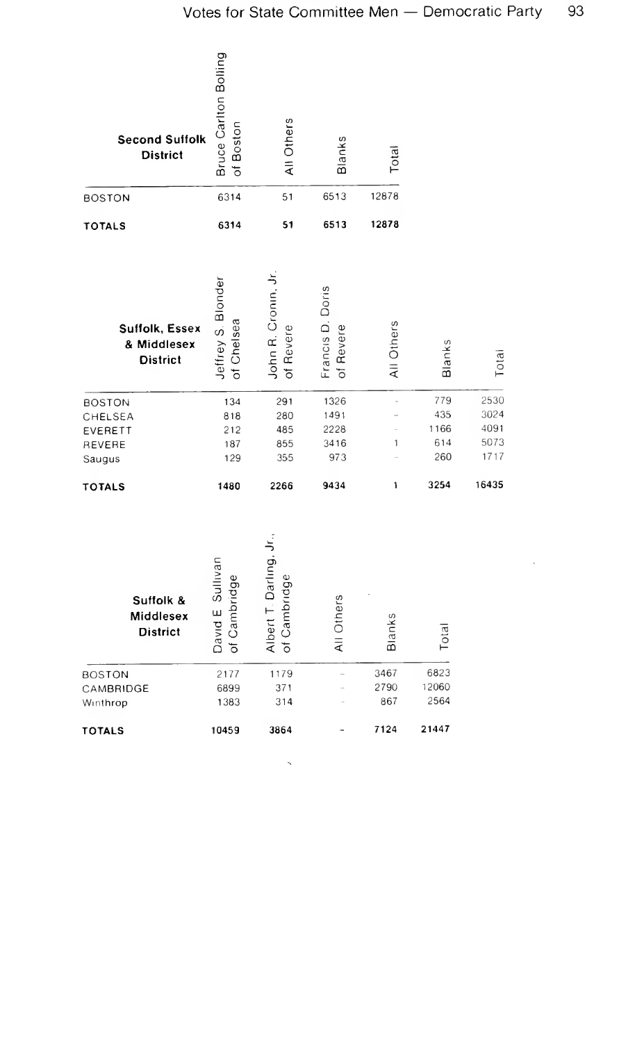| Second Suffolk District | Bruce Carlton Bolling of Boston | All Others | Blanks | Total |
|---|---|---|---|---|
| BOSTON | 6314 | 51 | 6513 | 12878 |
| **TOTALS** | **6314** | **51** | **6513** | **12878** |

| Suffolk, Essex & Middlesex District | Jeffrey S. Blonder of Chelsea | John R. Cronin, Jr. of Revere | Francis D. Doris of Revere | All Others | Blanks | Total |
|---|---|---|---|---|---|---|
| BOSTON | 134 | 291 | 1326 | - | 779 | 2530 |
| CHELSEA | 818 | 280 | 1491 | - | 435 | 3024 |
| EVERETT | 212 | 485 | 2228 | - | 1166 | 4091 |
| REVERE | 187 | 855 | 3416 | 1 | 614 | 5073 |
| Saugus | 129 | 355 | 973 | - | 260 | 1717 |
| **TOTALS** | **1480** | **2266** | **9434** | **1** | **3254** | **16435** |

| Suffolk & Middlesex District | David E. Sullivan of Cambridge | Albert T. Darling, Jr., of Cambridge | All Others | Blanks | Total |
|---|---|---|---|---|---|
| BOSTON | 2177 | 1179 | - | 3467 | 6823 |
| CAMBRIDGE | 6899 | 371 | - | 2790 | 12060 |
| Winthrop | 1383 | 314 | - | 867 | 2564 |
| **TOTALS** | **10459** | **3864** | **-** | **7124** | **21447** |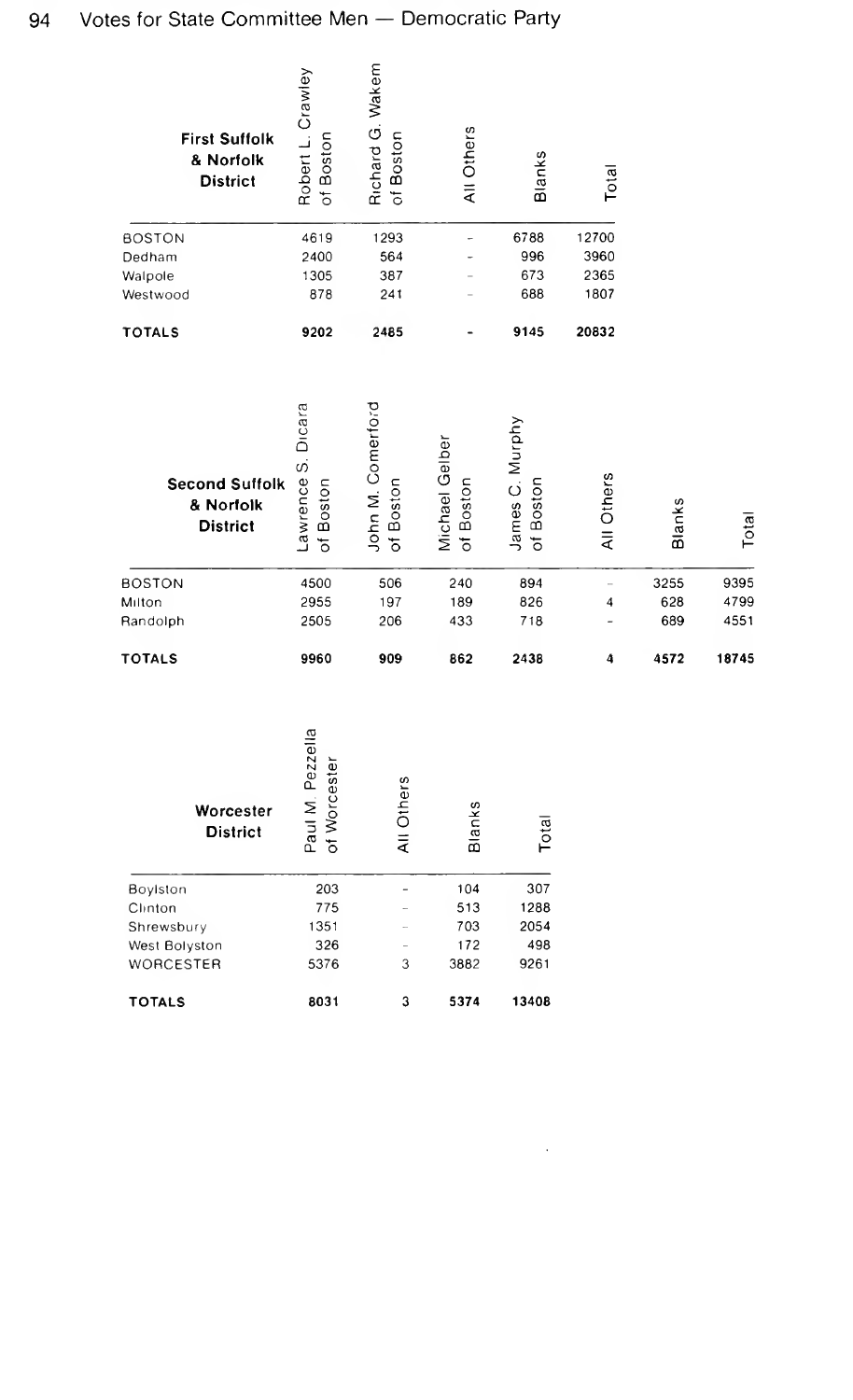## Votes for State Committee Men — Democratic Party

| First Suffolk & Norfolk District | Robert L. Crawley of Boston | Richard G. Wakem of Boston | All Others | Blanks | Total |
|---|---|---|---|---|---|
| BOSTON | 4619 | 1293 | – | 6788 | 12700 |
| Dedham | 2400 | 564 | – | 996 | 3960 |
| Walpole | 1305 | 387 | – | 673 | 2365 |
| Westwood | 878 | 241 | – | 688 | 1807 |
| **TOTALS** | **9202** | **2485** | **-** | **9145** | **20832** |

| Second Suffolk & Norfolk District | Lawrence S. Dicara of Boston | John M. Comerford of Boston | Michael Gelber of Boston | James C. Murphy of Boston | All Others | Blanks | Total |
|---|---|---|---|---|---|---|---|
| BOSTON | 4500 | 506 | 240 | 894 | – | 3255 | 9395 |
| Milton | 2955 | 197 | 189 | 826 | 4 | 628 | 4799 |
| Randolph | 2505 | 206 | 433 | 718 | – | 689 | 4551 |
| **TOTALS** | **9960** | **909** | **862** | **2438** | **4** | **4572** | **18745** |

| Worcester District | Paul M. Pezzella of Worcester | All Others | Blanks | Total |
|---|---|---|---|---|
| Boylston | 203 | – | 104 | 307 |
| Clinton | 775 | – | 513 | 1288 |
| Shrewsbury | 1351 | – | 703 | 2054 |
| West Bolyston | 326 | – | 172 | 498 |
| WORCESTER | 5376 | 3 | 3882 | 9261 |
| **TOTALS** | **8031** | **3** | **5374** | **13408** |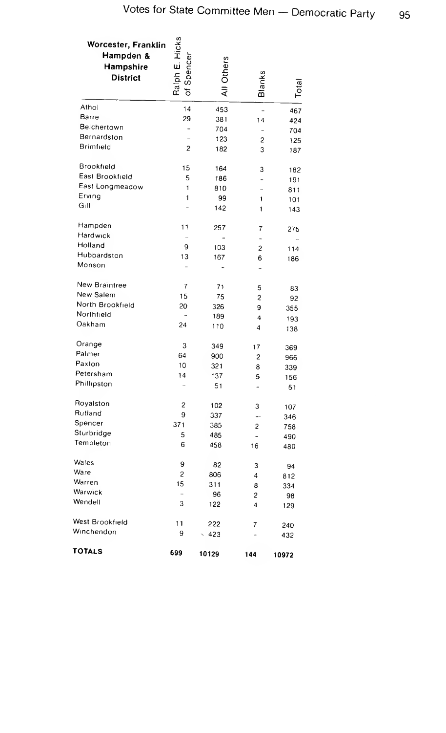## Votes for State Committee Men — Democratic Party

| Worcester, Franklin Hampden & Hampshire District | Ralph E. Hicks of Spencer | All Others | Blanks | Total |
|---|---|---|---|---|
| Athol | 14 | 453 | – | 467 |
| Barre | 29 | 381 | 14 | 424 |
| Belchertown | – | 704 | – | 704 |
| Bernardston | – | 123 | 2 | 125 |
| Brimfield | 2 | 182 | 3 | 187 |
| Brookfield | 15 | 164 | 3 | 182 |
| East Brookfield | 5 | 186 | – | 191 |
| East Longmeadow | 1 | 810 | – | 811 |
| Erving | 1 | 99 | 1 | 101 |
| Gill | – | 142 | 1 | 143 |
| Hampden | 11 | 257 | 7 | 275 |
| Hardwick | – | – | – | – |
| Holland | 9 | 103 | 2 | 114 |
| Hubbardston | 13 | 167 | 6 | 186 |
| Monson | – | – | – | – |
| New Braintree | 7 | 71 | 5 | 83 |
| New Salem | 15 | 75 | 2 | 92 |
| North Brookfield | 20 | 326 | 9 | 355 |
| Northfield | – | 189 | 4 | 193 |
| Oakham | 24 | 110 | 4 | 138 |
| Orange | 3 | 349 | 17 | 369 |
| Palmer | 64 | 900 | 2 | 966 |
| Paxton | 10 | 321 | 8 | 339 |
| Petersham | 14 | 137 | 5 | 156 |
| Phillipston | – | 51 | – | 51 |
| Royalston | 2 | 102 | 3 | 107 |
| Rutland | 9 | 337 | – | 346 |
| Spencer | 371 | 385 | 2 | 758 |
| Sturbridge | 5 | 485 | – | 490 |
| Templeton | 6 | 458 | 16 | 480 |
| Wales | 9 | 82 | 3 | 94 |
| Ware | 2 | 806 | 4 | 812 |
| Warren | 15 | 311 | 8 | 334 |
| Warwick | – | 96 | 2 | 98 |
| Wendell | 3 | 122 | 4 | 129 |
| West Brookfield | 11 | 222 | 7 | 240 |
| Winchendon | 9 | 423 | – | 432 |
| **TOTALS** | **699** | **10129** | **144** | **10972** |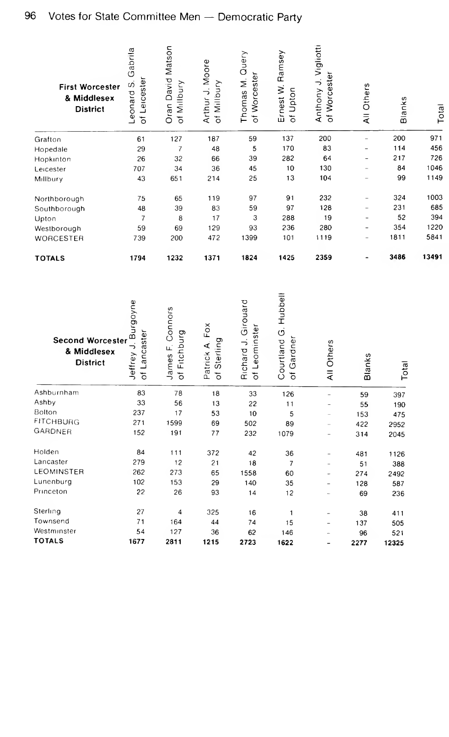# Votes for State Committee Men — Democratic Party

| First Worcester & Middlesex District | Leonard S. Gabrila of Leicester | Oran David Matson of Millbury | Arthur J. Moore of Millbury | Thomas M. Query of Worcester | Ernest W. Ramsey of Upton | Anthony J. Vigliotti of Worcester | All Others | Blanks | Total |
|---|---|---|---|---|---|---|---|---|---|
| Grafton | 61 | 127 | 187 | 59 | 137 | 200 | - | 200 | 971 |
| Hopedale | 29 | 7 | 48 | 5 | 170 | 83 | - | 114 | 456 |
| Hopkinton | 26 | 32 | 66 | 39 | 282 | 64 | - | 217 | 726 |
| Leicester | 707 | 34 | 36 | 45 | 10 | 130 | - | 84 | 1046 |
| Millbury | 43 | 651 | 214 | 25 | 13 | 104 | - | 99 | 1149 |
| Northborough | 75 | 65 | 119 | 97 | 91 | 232 | - | 324 | 1003 |
| Southborough | 48 | 39 | 83 | 59 | 97 | 128 | - | 231 | 685 |
| Upton | 7 | 8 | 17 | 3 | 288 | 19 | - | 52 | 394 |
| Westborough | 59 | 69 | 129 | 93 | 236 | 280 | - | 354 | 1220 |
| WORCESTER | 739 | 200 | 472 | 1399 | 101 | 1119 | - | 1811 | 5841 |
| **TOTALS** | **1794** | **1232** | **1371** | **1824** | **1425** | **2359** | **-** | **3486** | **13491** |

| Second Worcester & Middlesex District | Jeffrey J. Burgoyne of Lancaster | James F. Connors of Fitchburg | Patrick A. Fox of Sterling | Richard J. Girouard of Leominster | Courtland G. Hubbell of Gardner | All Others | Blanks | Total |
|---|---|---|---|---|---|---|---|---|
| Ashburnham | 83 | 78 | 18 | 33 | 126 | - | 59 | 397 |
| Ashby | 33 | 56 | 13 | 22 | 11 | - | 55 | 190 |
| Bolton | 237 | 17 | 53 | 10 | 5 | - | 153 | 475 |
| FITCHBURG | 271 | 1599 | 69 | 502 | 89 | - | 422 | 2952 |
| GARDNER | 152 | 191 | 77 | 232 | 1079 | - | 314 | 2045 |
| Holden | 84 | 111 | 372 | 42 | 36 | - | 481 | 1126 |
| Lancaster | 279 | 12 | 21 | 18 | 7 | - | 51 | 388 |
| LEOMINSTER | 262 | 273 | 65 | 1558 | 60 | - | 274 | 2492 |
| Lunenburg | 102 | 153 | 29 | 140 | 35 | - | 128 | 587 |
| Princeton | 22 | 26 | 93 | 14 | 12 | - | 69 | 236 |
| Sterling | 27 | 4 | 325 | 16 | 1 | - | 38 | 411 |
| Townsend | 71 | 164 | 44 | 74 | 15 | - | 137 | 505 |
| Westminster | 54 | 127 | 36 | 62 | 146 | - | 96 | 521 |
| **TOTALS** | **1677** | **2811** | **1215** | **2723** | **1622** | **-** | **2277** | **12325** |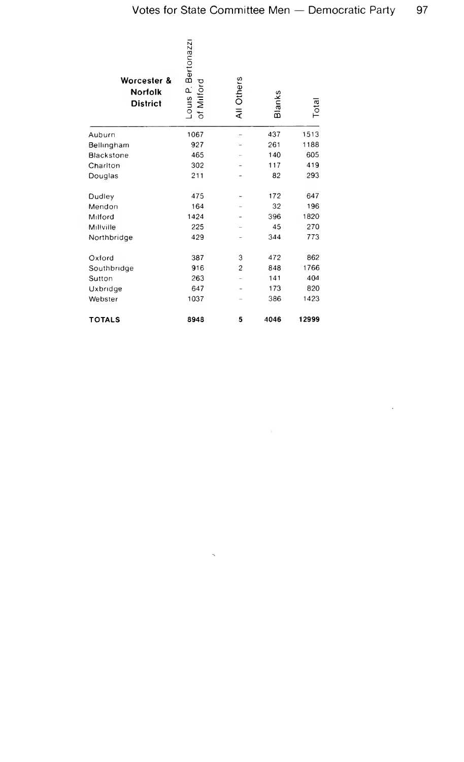| Worcester & Norfolk District | Louis P. Bertonazzi of Milford | All Others | Blanks | Total |
|---|---|---|---|---|
| Auburn | 1067 | – | 437 | 1513 |
| Bellingham | 927 | – | 261 | 1188 |
| Blackstone | 465 | – | 140 | 605 |
| Charlton | 302 | – | 117 | 419 |
| Douglas | 211 | – | 82 | 293 |
| Dudley | 475 | – | 172 | 647 |
| Mendon | 164 | – | 32 | 196 |
| Milford | 1424 | – | 396 | 1820 |
| Millville | 225 | – | 45 | 270 |
| Northbridge | 429 | – | 344 | 773 |
| Oxford | 387 | 3 | 472 | 862 |
| Southbridge | 916 | 2 | 848 | 1766 |
| Sutton | 263 | – | 141 | 404 |
| Uxbridge | 647 | – | 173 | 820 |
| Webster | 1037 | – | 386 | 1423 |
| **TOTALS** | **8948** | **5** | **4046** | **12999** |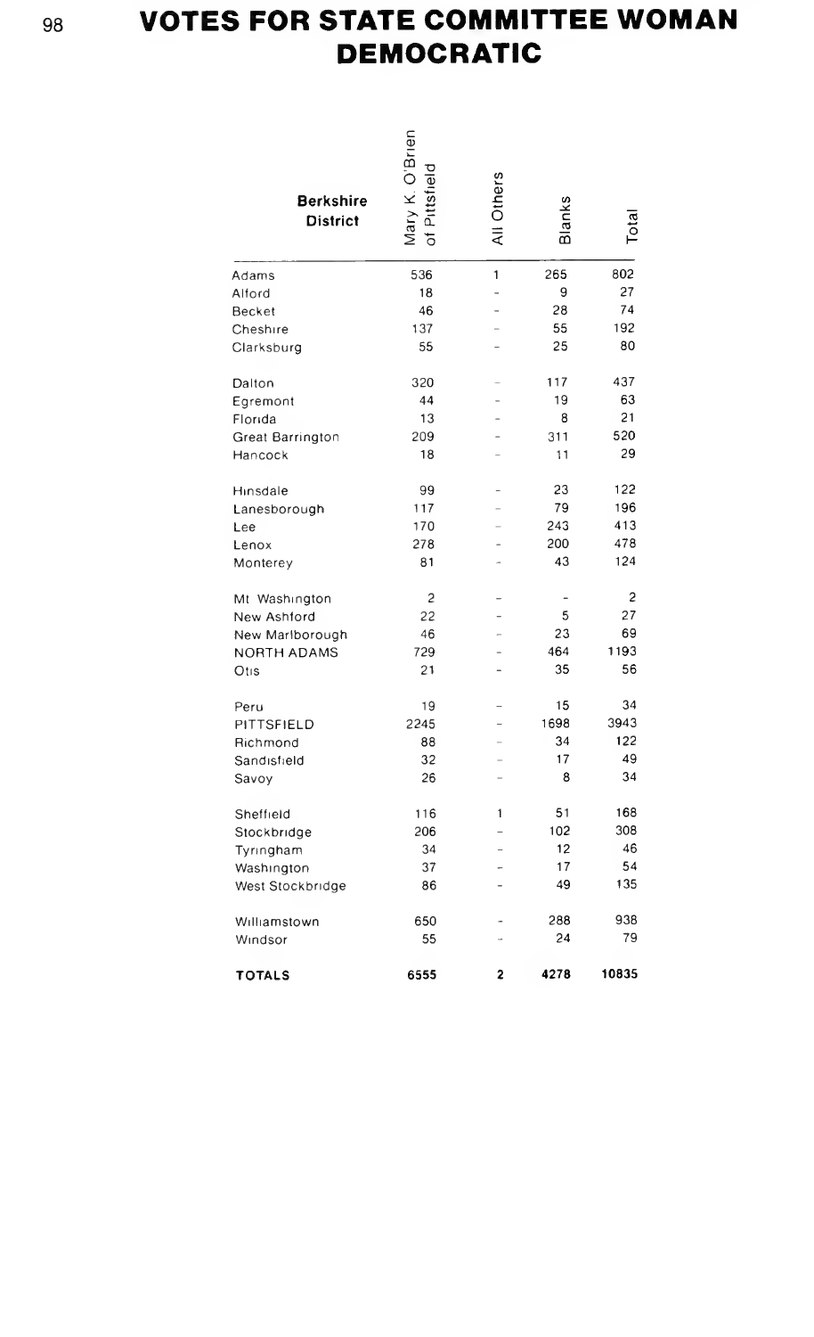# VOTES FOR STATE COMMITTEE WOMAN
## DEMOCRATIC

| Berkshire District | Mary K. O'Brien of Pittsfield | All Others | Blanks | Total |
|---|---|---|---|---|
| Adams | 536 | 1 | 265 | 802 |
| Alford | 18 | - | 9 | 27 |
| Becket | 46 | - | 28 | 74 |
| Cheshire | 137 | - | 55 | 192 |
| Clarksburg | 55 | - | 25 | 80 |
| Dalton | 320 | - | 117 | 437 |
| Egremont | 44 | - | 19 | 63 |
| Florida | 13 | - | 8 | 21 |
| Great Barrington | 209 | - | 311 | 520 |
| Hancock | 18 | - | 11 | 29 |
| Hinsdale | 99 | - | 23 | 122 |
| Lanesborough | 117 | - | 79 | 196 |
| Lee | 170 | - | 243 | 413 |
| Lenox | 278 | - | 200 | 478 |
| Monterey | 81 | - | 43 | 124 |
| Mt Washington | 2 | - | - | 2 |
| New Ashford | 22 | - | 5 | 27 |
| New Marlborough | 46 | - | 23 | 69 |
| NORTH ADAMS | 729 | - | 464 | 1193 |
| Otis | 21 | - | 35 | 56 |
| Peru | 19 | - | 15 | 34 |
| PITTSFIELD | 2245 | - | 1698 | 3943 |
| Richmond | 88 | - | 34 | 122 |
| Sandisfield | 32 | - | 17 | 49 |
| Savoy | 26 | - | 8 | 34 |
| Sheffield | 116 | 1 | 51 | 168 |
| Stockbridge | 206 | - | 102 | 308 |
| Tyringham | 34 | - | 12 | 46 |
| Washington | 37 | - | 17 | 54 |
| West Stockbridge | 86 | - | 49 | 135 |
| Williamstown | 650 | - | 288 | 938 |
| Windsor | 55 | - | 24 | 79 |
| **TOTALS** | **6555** | **2** | **4278** | **10835** |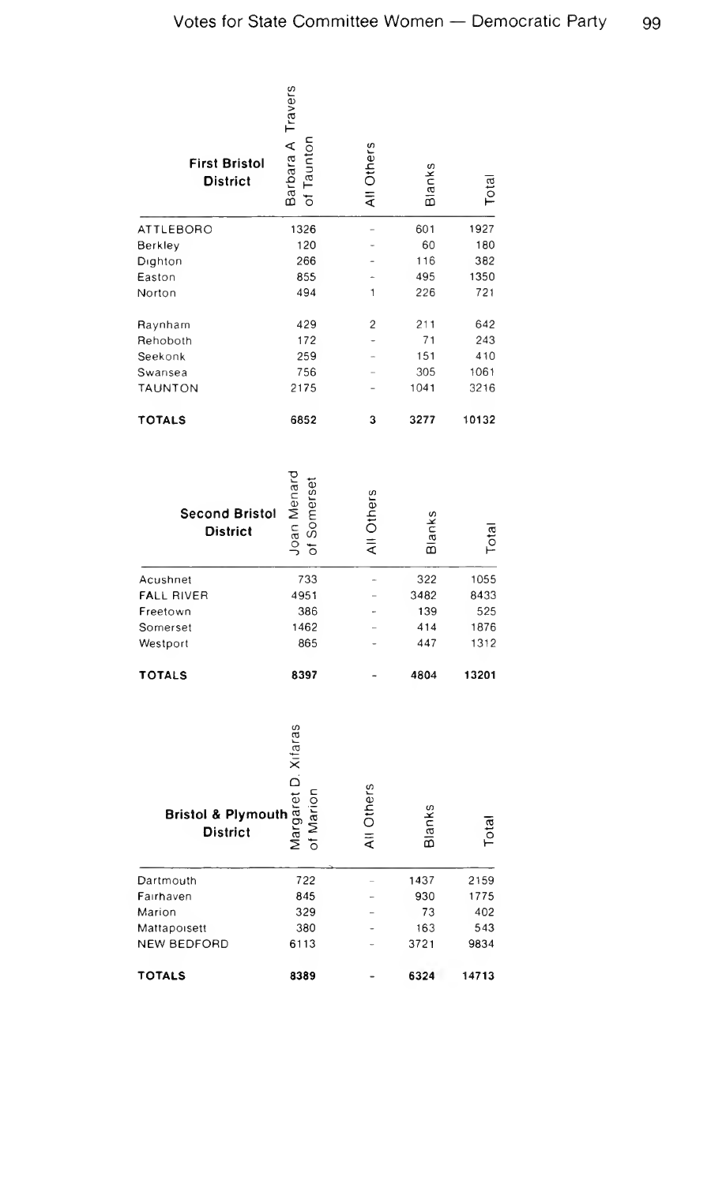# Votes for State Committee Women — Democratic Party

| First Bristol District | Barbara A Travers of Taunton | All Others | Blanks | Total |
|---|---|---|---|---|
| ATTLEBORO | 1326 | – | 601 | 1927 |
| Berkley | 120 | – | 60 | 180 |
| Dighton | 266 | – | 116 | 382 |
| Easton | 855 | – | 495 | 1350 |
| Norton | 494 | 1 | 226 | 721 |
| Raynham | 429 | 2 | 211 | 642 |
| Rehoboth | 172 | – | 71 | 243 |
| Seekonk | 259 | – | 151 | 410 |
| Swansea | 756 | – | 305 | 1061 |
| TAUNTON | 2175 | – | 1041 | 3216 |
| **TOTALS** | **6852** | **3** | **3277** | **10132** |

| Second Bristol District | Joan Menard of Somerset | All Others | Blanks | Total |
|---|---|---|---|---|
| Acushnet | 733 | – | 322 | 1055 |
| FALL RIVER | 4951 | – | 3482 | 8433 |
| Freetown | 386 | – | 139 | 525 |
| Somerset | 1462 | – | 414 | 1876 |
| Westport | 865 | – | 447 | 1312 |
| **TOTALS** | **8397** | **–** | **4804** | **13201** |

| Bristol & Plymouth District | Margaret D. Xifaras of Marion | All Others | Blanks | Total |
|---|---|---|---|---|
| Dartmouth | 722 | – | 1437 | 2159 |
| Fairhaven | 845 | – | 930 | 1775 |
| Marion | 329 | – | 73 | 402 |
| Mattapoisett | 380 | – | 163 | 543 |
| NEW BEDFORD | 6113 | – | 3721 | 9834 |
| **TOTALS** | **8389** | **–** | **6324** | **14713** |